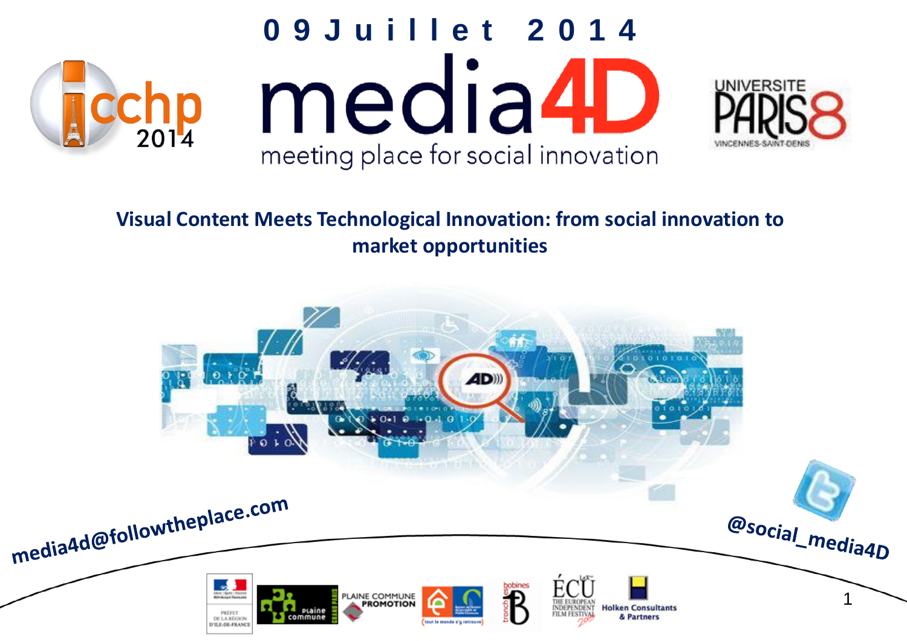09 Juillet 2014

# media4D

meeting place for social innovation

## Visual Content Meets Technological Innovation: from social innovation to market opportunities

media4d@followtheplace.com

@social_media4D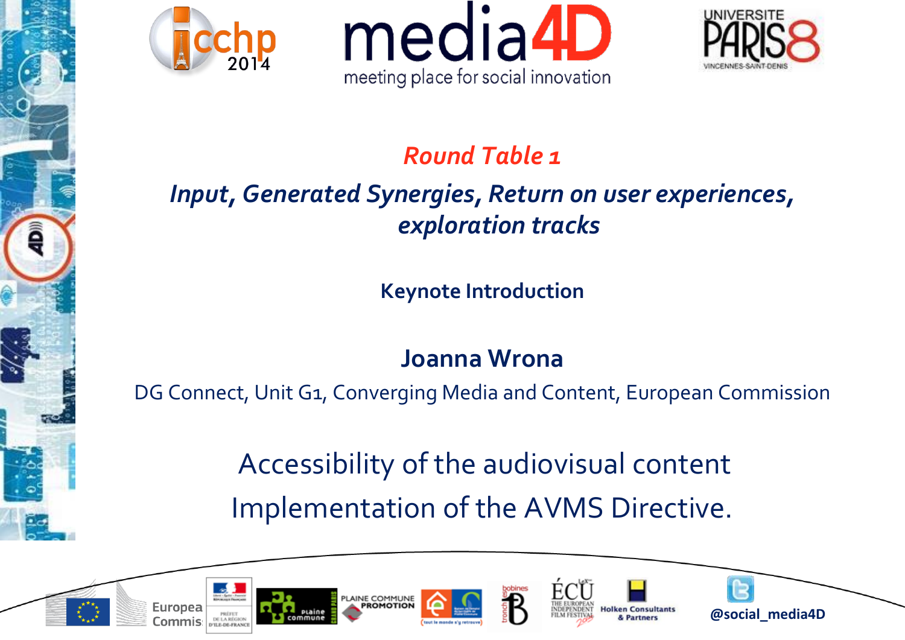## *Round Table 1*

### *Input, Generated Synergies, Return on user experiences, exploration tracks*

**Keynote Introduction**

**Joanna Wrona**

DG Connect, Unit G1, Converging Media and Content, European Commission

Accessibility of the audiovisual content

Implementation of the AVMS Directive.

@social_media4D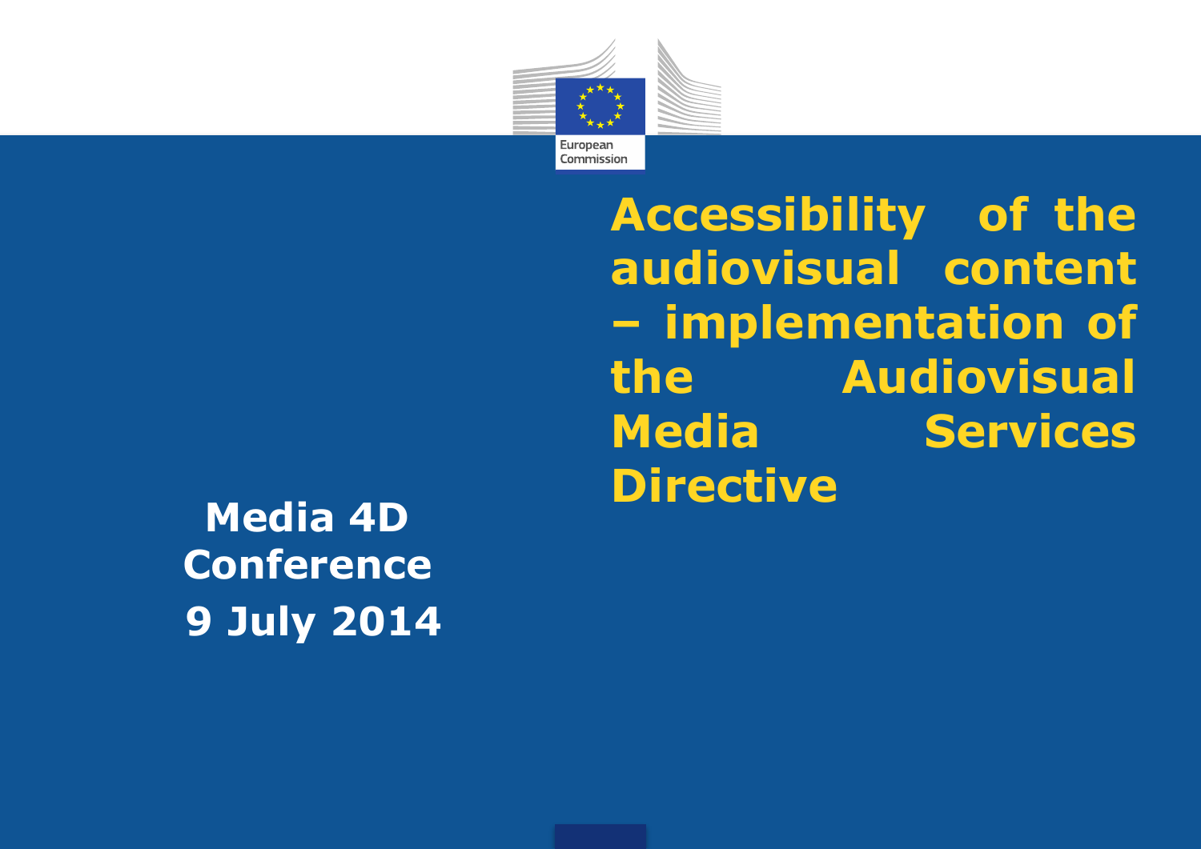# Accessibility of the audiovisual content – implementation of the Audiovisual Media Services Directive

**Media 4D Conference**

**9 July 2014**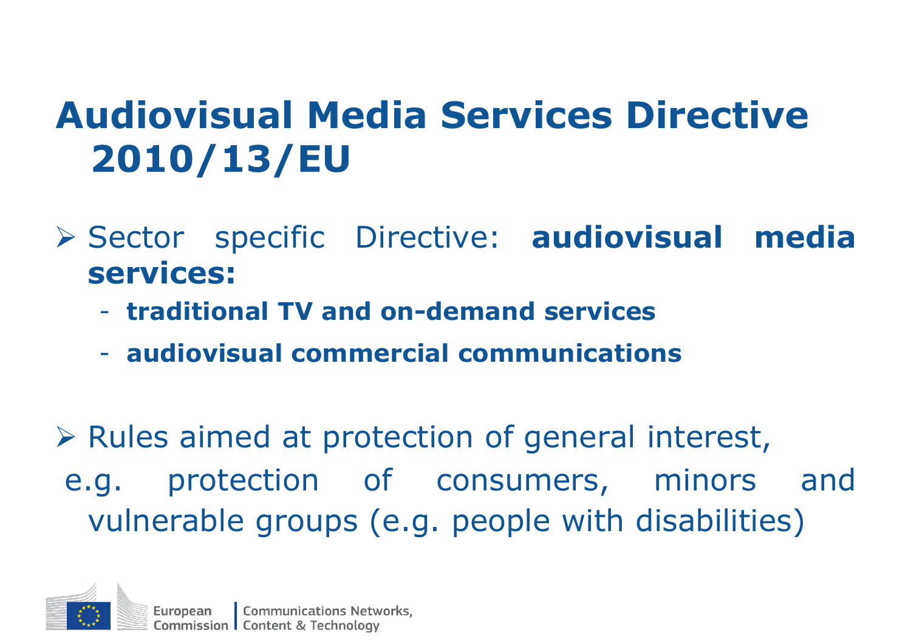# Audiovisual Media Services Directive 2010/13/EU

- Sector specific Directive: **audiovisual media services:**
  - **traditional TV and on-demand services**
  - **audiovisual commercial communications**

- Rules aimed at protection of general interest, e.g. protection of consumers, minors and vulnerable groups (e.g. people with disabilities)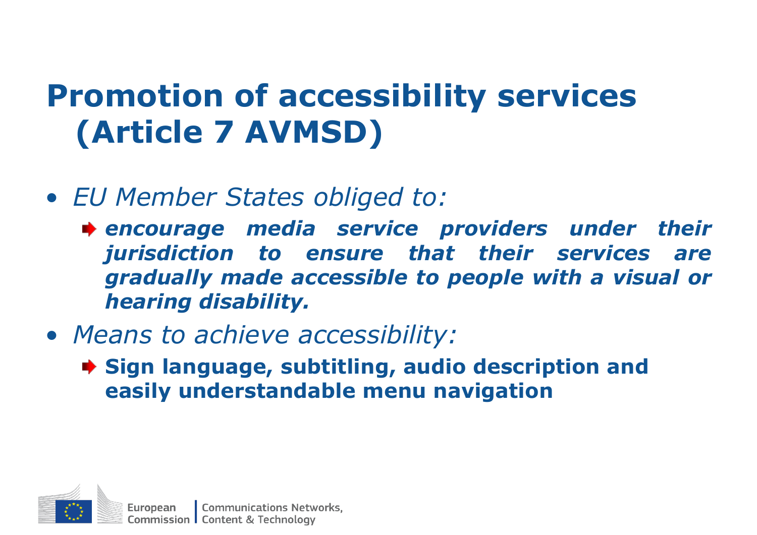# Promotion of accessibility services (Article 7 AVMSD)

- *EU Member States obliged to:*
  - ***encourage media service providers under their jurisdiction to ensure that their services are gradually made accessible to people with a visual or hearing disability.***
- *Means to achieve accessibility:*
  - **Sign language, subtitling, audio description and easily understandable menu navigation**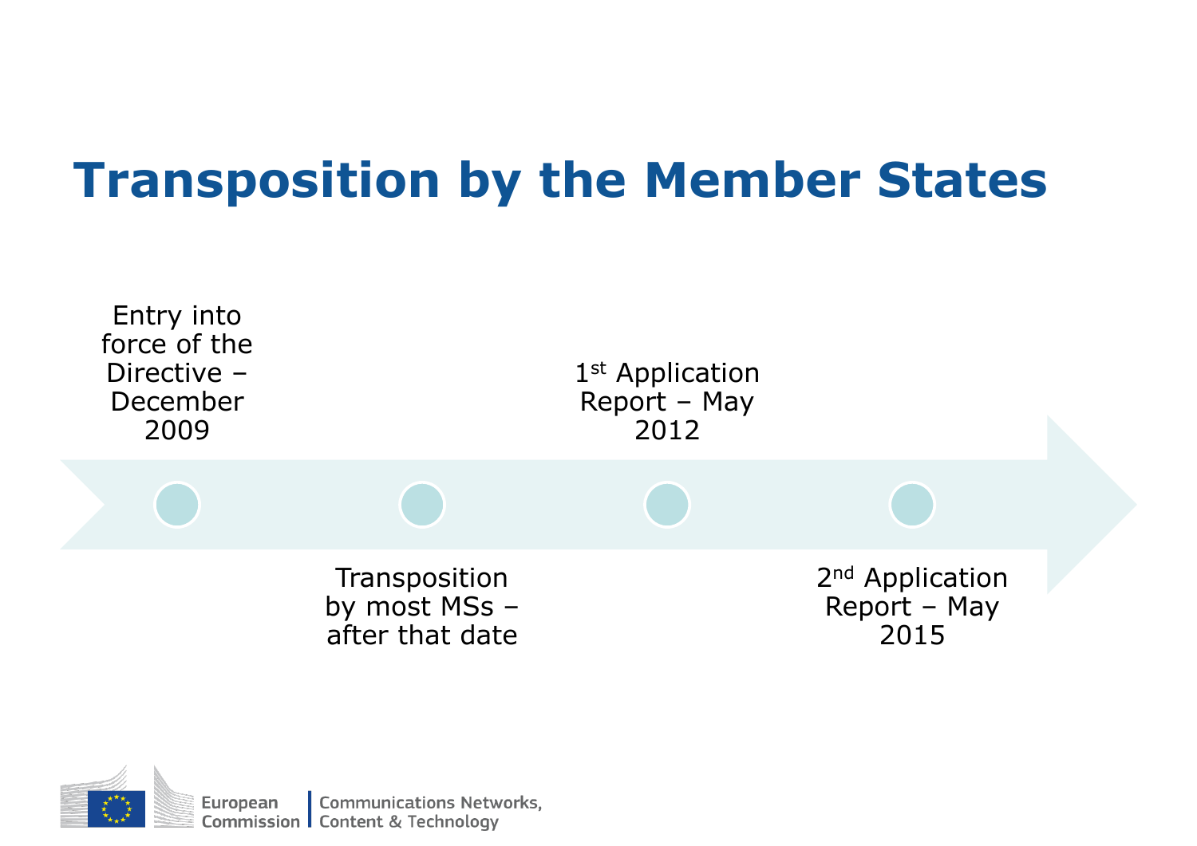# Transposition by the Member States

- Entry into force of the Directive – December 2009
- Transposition by most MSs – after that date
- 1st Application Report – May 2012
- 2nd Application Report – May 2015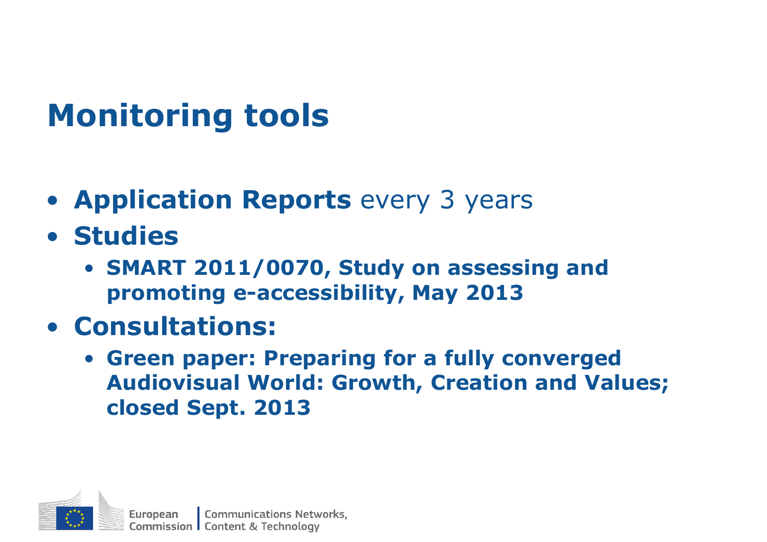# Monitoring tools

- **Application Reports** every 3 years
- **Studies**
  - **SMART 2011/0070, Study on assessing and promoting e-accessibility, May 2013**
- **Consultations:**
  - **Green paper: Preparing for a fully converged Audiovisual World: Growth, Creation and Values; closed Sept. 2013**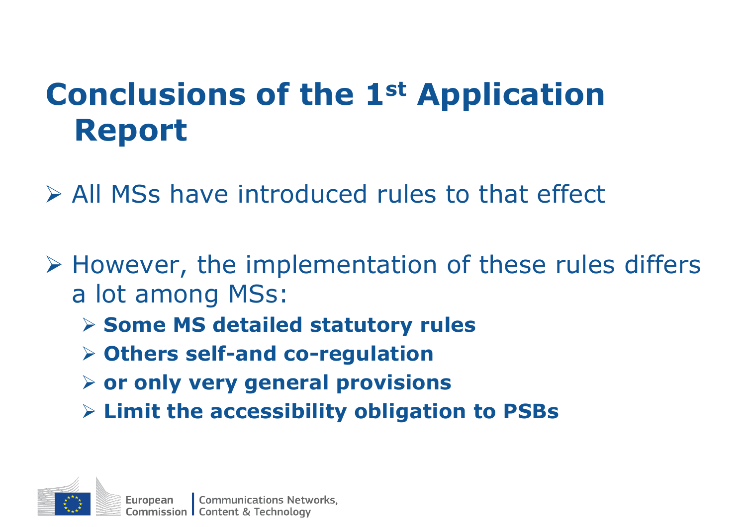# Conclusions of the 1st Application Report

- All MSs have introduced rules to that effect
- However, the implementation of these rules differs a lot among MSs:
  - **Some MS detailed statutory rules**
  - **Others self-and co-regulation**
  - **or only very general provisions**
  - **Limit the accessibility obligation to PSBs**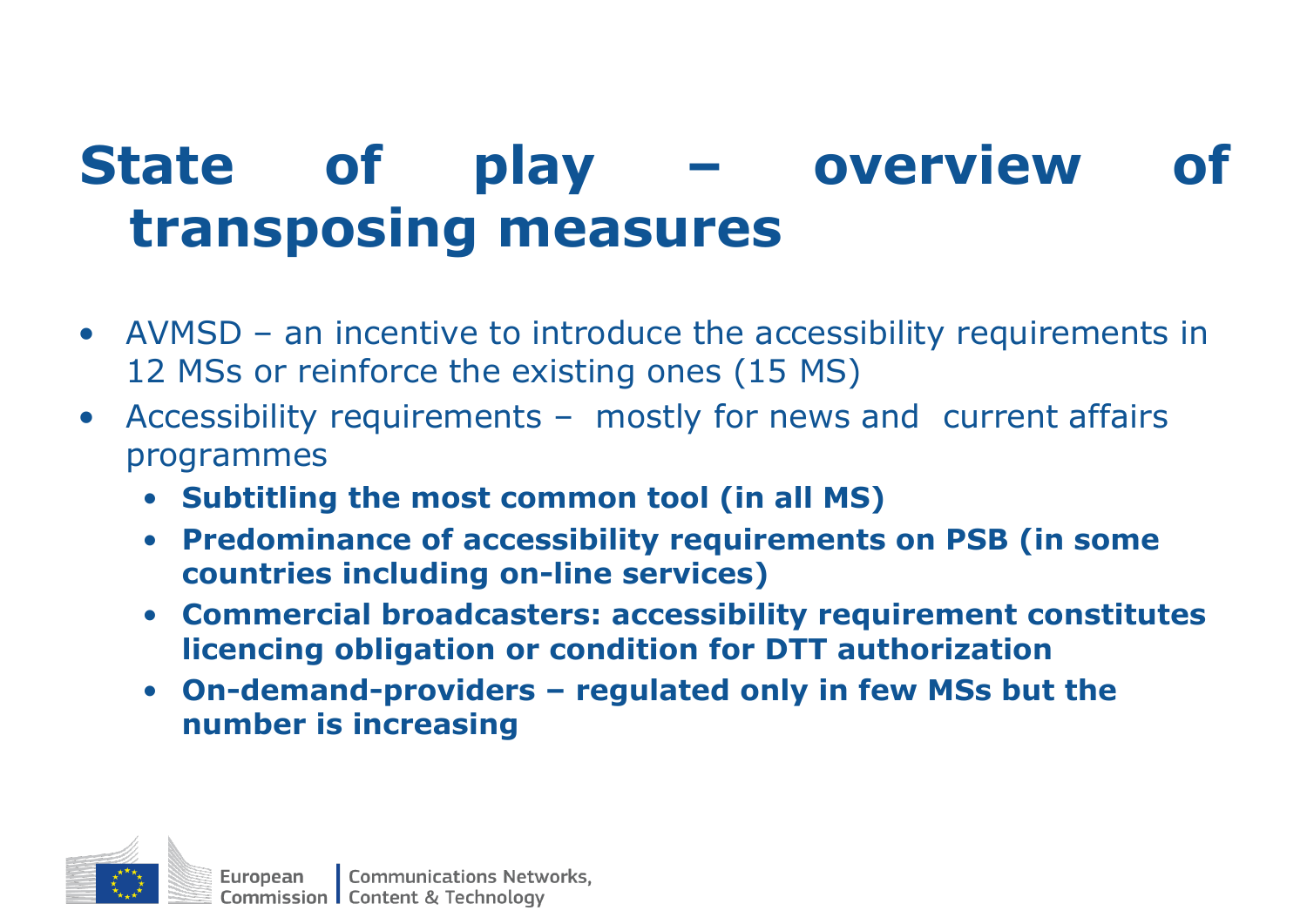# State of play – overview of transposing measures

- AVMSD – an incentive to introduce the accessibility requirements in 12 MSs or reinforce the existing ones (15 MS)
- Accessibility requirements – mostly for news and current affairs programmes
  - **Subtitling the most common tool (in all MS)**
  - **Predominance of accessibility requirements on PSB (in some countries including on-line services)**
  - **Commercial broadcasters: accessibility requirement constitutes licencing obligation or condition for DTT authorization**
  - **On-demand-providers – regulated only in few MSs but the number is increasing**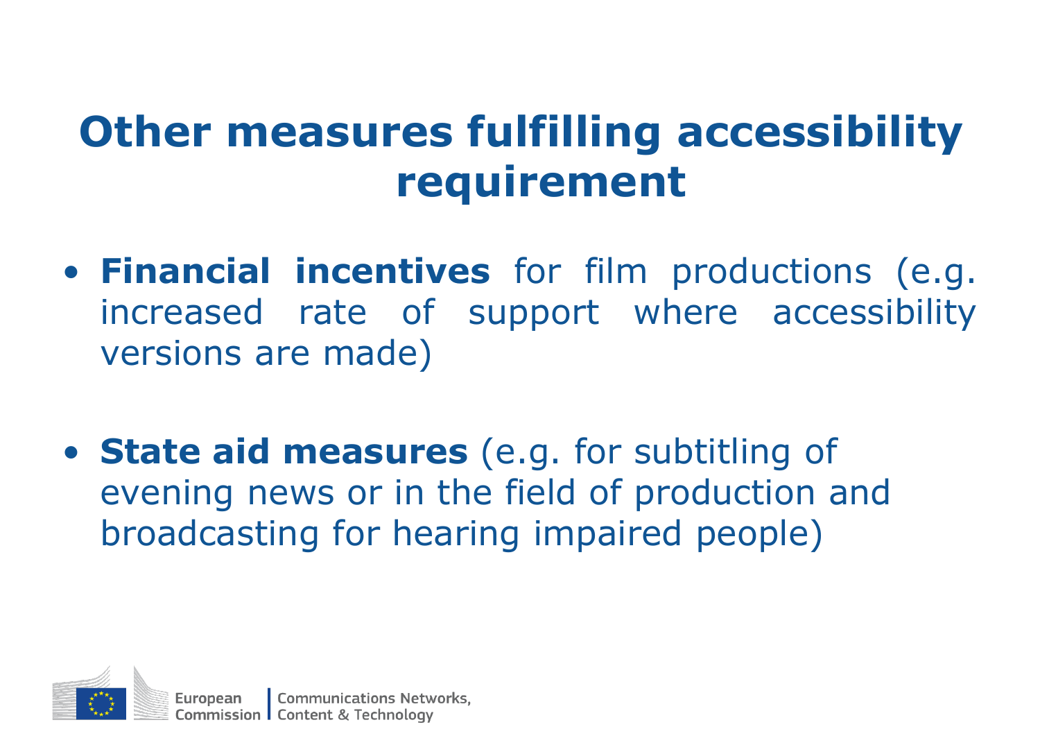# Other measures fulfilling accessibility requirement

- **Financial incentives** for film productions (e.g. increased rate of support where accessibility versions are made)

- **State aid measures** (e.g. for subtitling of evening news or in the field of production and broadcasting for hearing impaired people)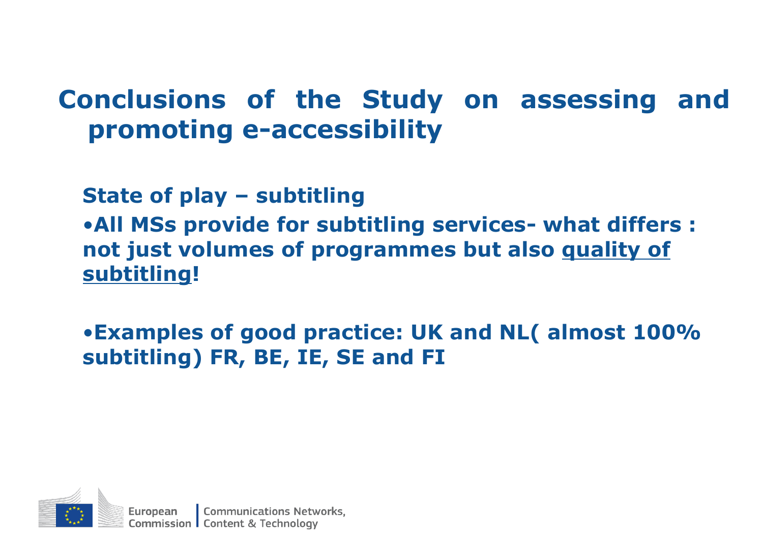# Conclusions of the Study on assessing and promoting e-accessibility

**State of play – subtitling**

- **All MSs provide for subtitling services- what differs : not just volumes of programmes but also <u>quality of subtitling</u>!**

- **Examples of good practice: UK and NL( almost 100% subtitling) FR, BE, IE, SE and FI**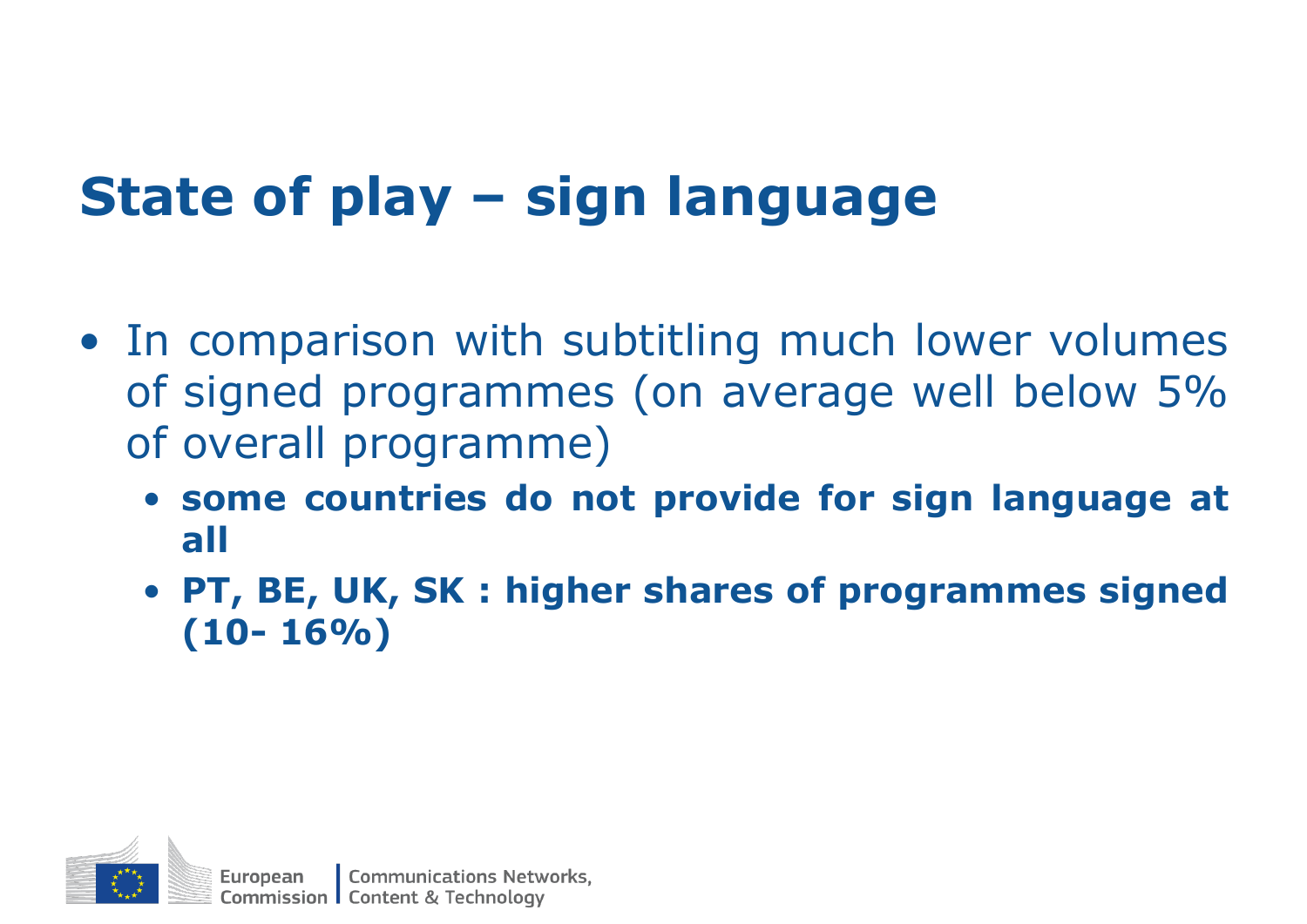# State of play – sign language

- In comparison with subtitling much lower volumes of signed programmes (on average well below 5% of overall programme)
  - **some countries do not provide for sign language at all**
  - **PT, BE, UK, SK : higher shares of programmes signed (10- 16%)**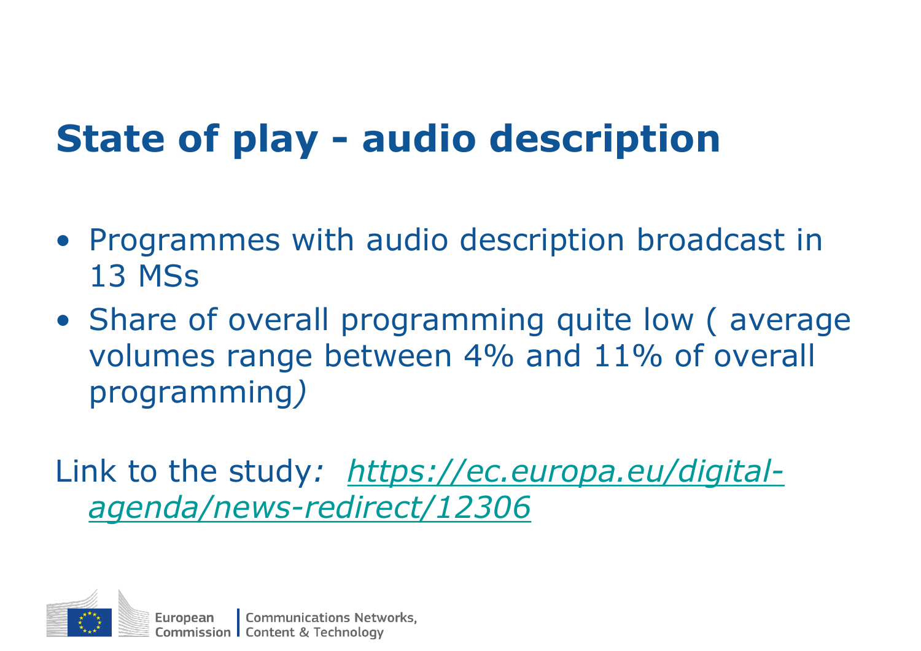# State of play - audio description

- Programmes with audio description broadcast in 13 MSs
- Share of overall programming quite low ( average volumes range between 4% and 11% of overall programming*)*

Link to the study*:* *[https://ec.europa.eu/digital-agenda/news-redirect/12306](https://ec.europa.eu/digital-agenda/news-redirect/12306)*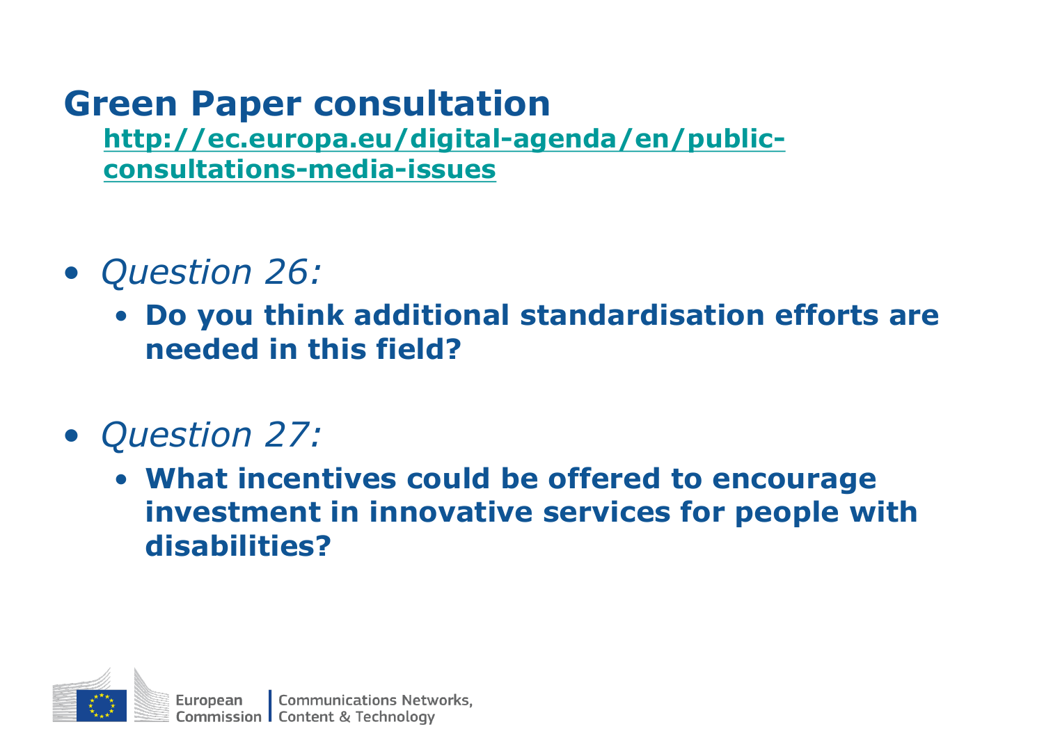# Green Paper consultation

[http://ec.europa.eu/digital-agenda/en/public-consultations-media-issues](http://ec.europa.eu/digital-agenda/en/public-consultations-media-issues)

- *Question 26:*
  - **Do you think additional standardisation efforts are needed in this field?**

- *Question 27:*
  - **What incentives could be offered to encourage investment in innovative services for people with disabilities?**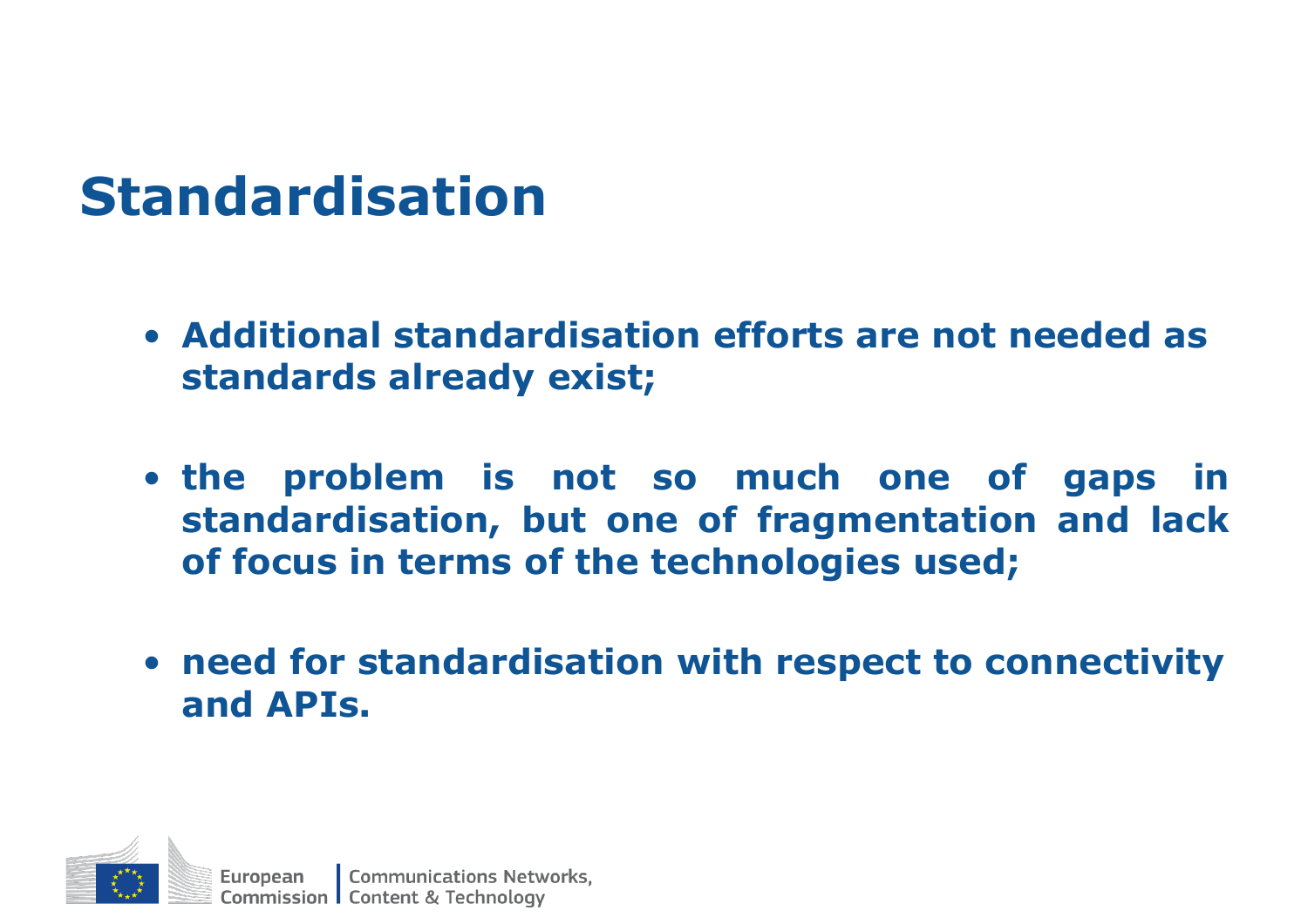# Standardisation

- **Additional standardisation efforts are not needed as standards already exist;**
- **the problem is not so much one of gaps in standardisation, but one of fragmentation and lack of focus in terms of the technologies used;**
- **need for standardisation with respect to connectivity and APIs.**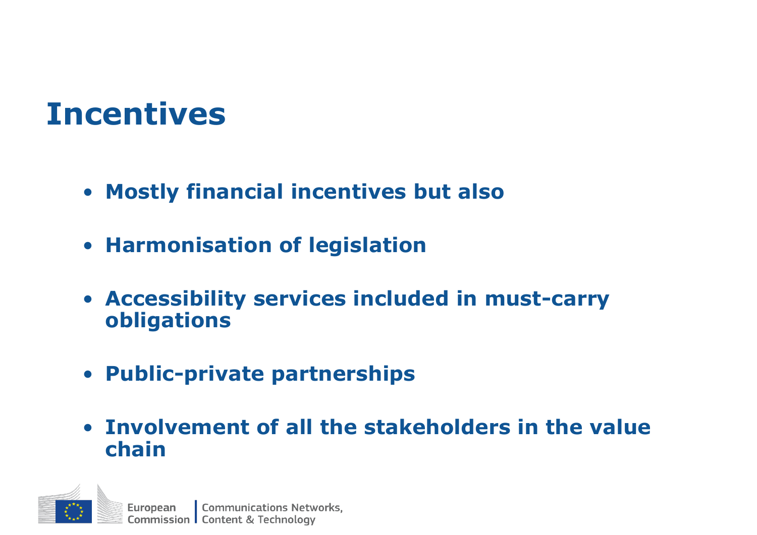# Incentives

- **Mostly financial incentives but also**
- **Harmonisation of legislation**
- **Accessibility services included in must-carry obligations**
- **Public-private partnerships**
- **Involvement of all the stakeholders in the value chain**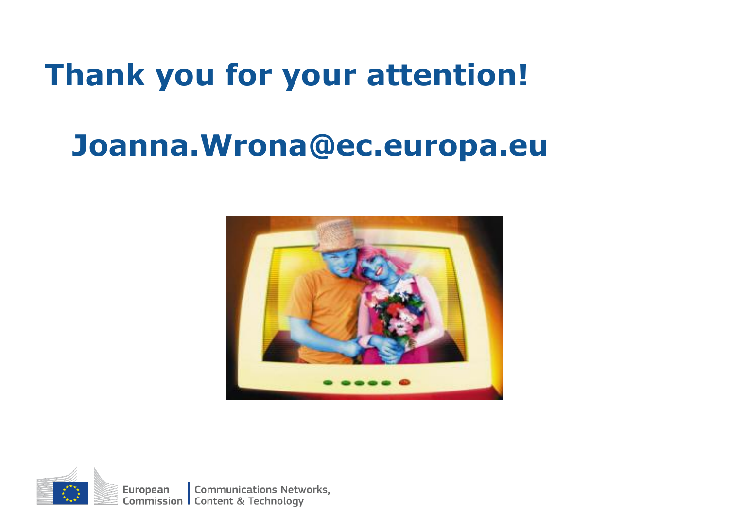# Thank you for your attention!

## Joanna.Wrona@ec.europa.eu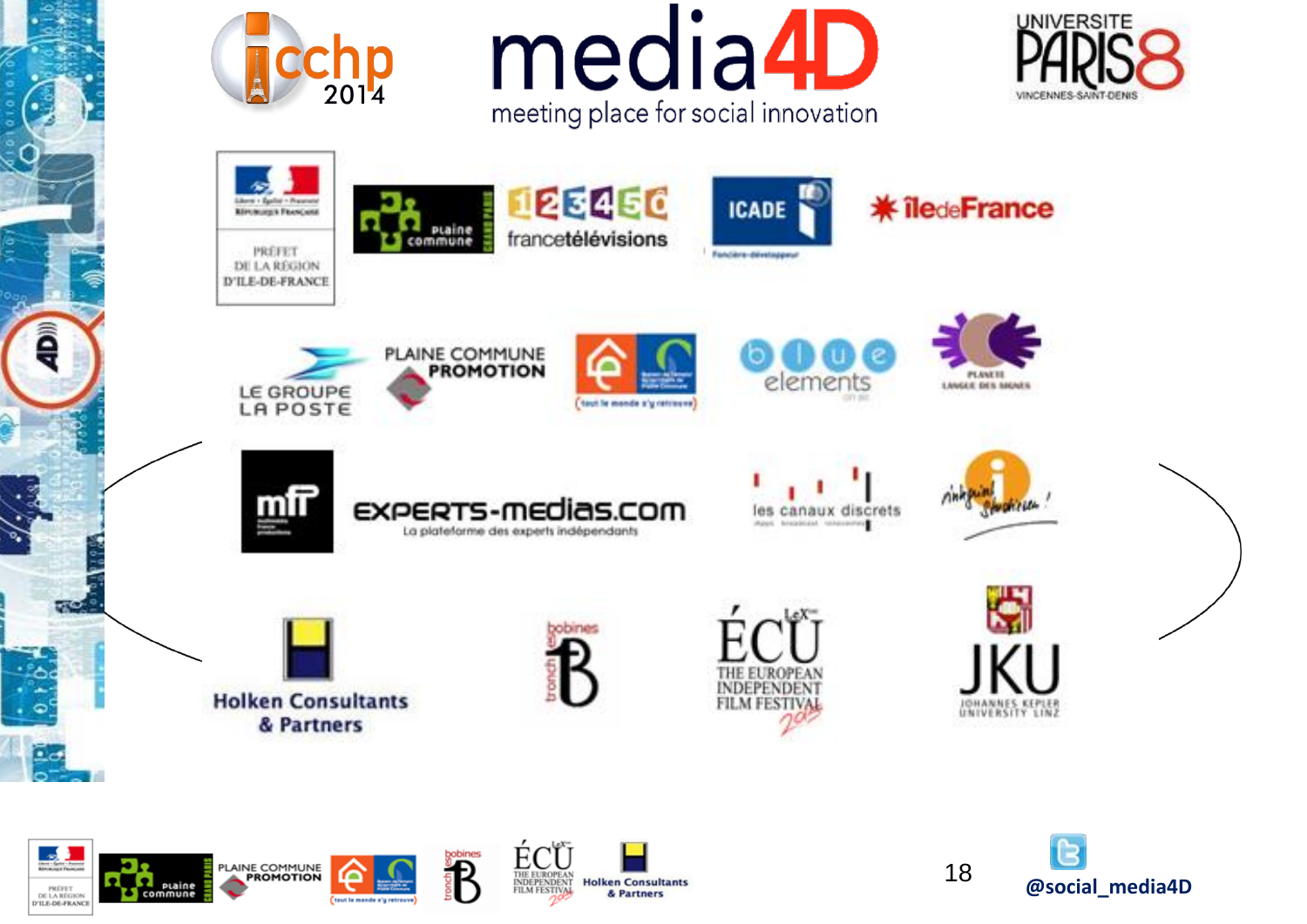icchp 2014

media4D
meeting place for social innovation

UNIVERSITE PARIS 8 VINCENNES-SAINT-DENIS

PRÉFET DE LA RÉGION D'ILE-DE-FRANCE

Plaine commune

francetélévisions

ICADE

îledeFrance

LE GROUPE LA POSTE

PLAINE COMMUNE PROMOTION

blue elements

mfp

EXPERTS-MEDIAS.COM
La plateforme des experts indépendants

les canaux discrets

Holken Consultants & Partners

tronch' les bobines

ÉCU THE EUROPEAN INDEPENDENT FILM FESTIVAL

JKU JOHANNES KEPLER UNIVERSITY LINZ

@social_media4D